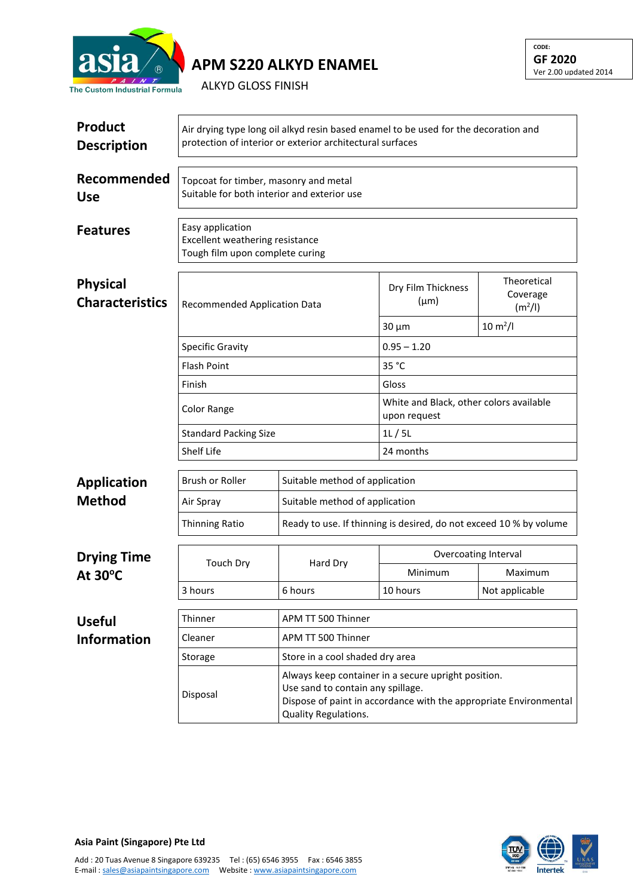# APM S220 ALKYD ENAMEL

ALKYD GLOSS FINISH

CODE:
**GF 2020**
Ver 2.00 updated 2014

## Product Description

Air drying type long oil alkyd resin based enamel to be used for the decoration and protection of interior or exterior architectural surfaces

## Recommended Use

Topcoat for timber, masonry and metal
Suitable for both interior and exterior use

## Features

Easy application
Excellent weathering resistance
Tough film upon complete curing

## Physical Characteristics

| Recommended Application Data | Dry Film Thickness (µm) | Theoretical Coverage ($m^2/l$) |
|---|---|---|
| | 30 µm | 10 $m^2/l$ |
| Specific Gravity | 0.95 – 1.20 | |
| Flash Point | 35 °C | |
| Finish | Gloss | |
| Color Range | White and Black, other colors available upon request | |
| Standard Packing Size | 1L / 5L | |
| Shelf Life | 24 months | |

## Application Method

| | |
|---|---|
| Brush or Roller | Suitable method of application |
| Air Spray | Suitable method of application |
| Thinning Ratio | Ready to use. If thinning is desired, do not exceed 10 % by volume |

## Drying Time At 30°C

| Touch Dry | Hard Dry | Overcoating Interval | |
|---|---|---|---|
| | | Minimum | Maximum |
| 3 hours | 6 hours | 10 hours | Not applicable |

## Useful Information

| | |
|---|---|
| Thinner | APM TT 500 Thinner |
| Cleaner | APM TT 500 Thinner |
| Storage | Store in a cool shaded dry area |
| Disposal | Always keep container in a secure upright position.<br>Use sand to contain any spillage.<br>Dispose of paint in accordance with the appropriate Environmental Quality Regulations. |

**Asia Paint (Singapore) Pte Ltd**

Add : 20 Tuas Avenue 8 Singapore 639235 Tel : (65) 6546 3955 Fax : 6546 3855
E-mail : sales@asiapaintsingapore.com Website : www.asiapaintsingapore.com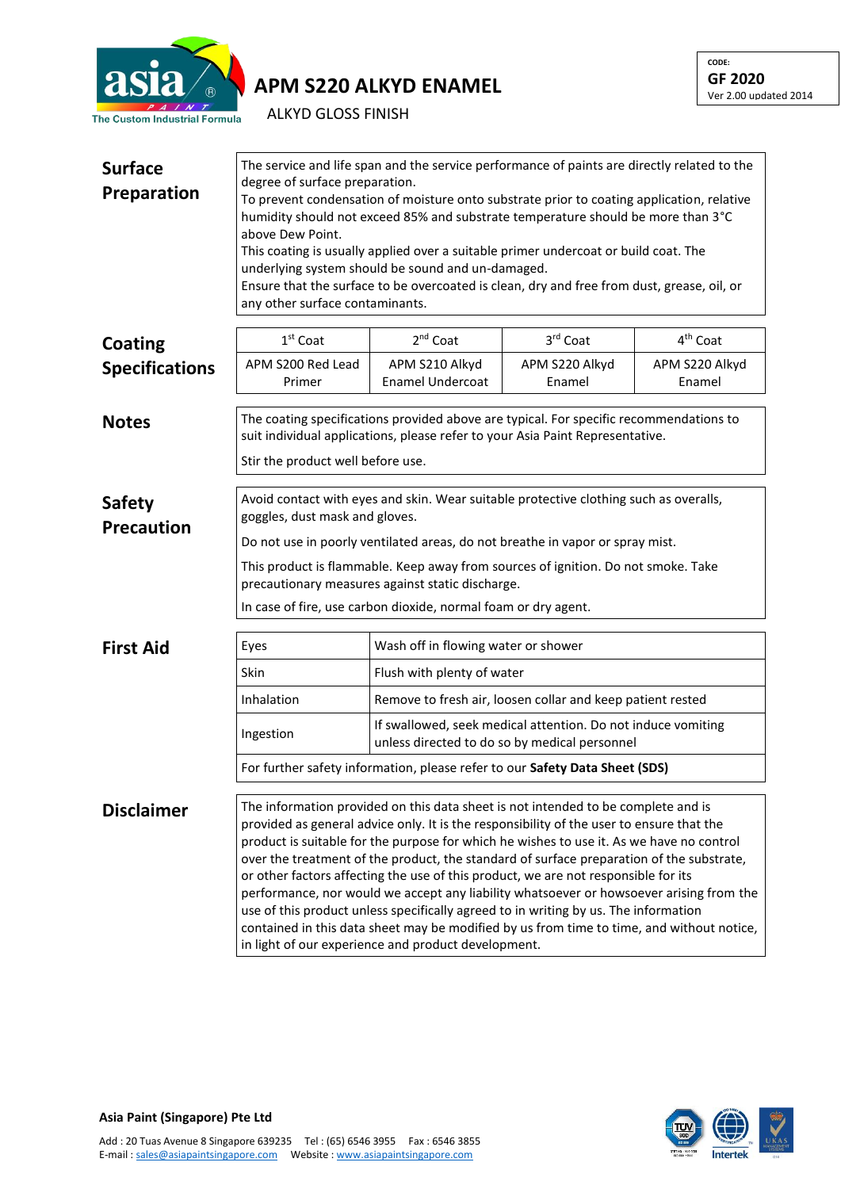# APM S220 ALKYD ENAMEL

ALKYD GLOSS FINISH

CODE:
**GF 2020**
Ver 2.00 updated 2014

## Surface Preparation

The service and life span and the service performance of paints are directly related to the degree of surface preparation.
To prevent condensation of moisture onto substrate prior to coating application, relative humidity should not exceed 85% and substrate temperature should be more than 3°C above Dew Point.
This coating is usually applied over a suitable primer undercoat or build coat. The underlying system should be sound and un-damaged.
Ensure that the surface to be overcoated is clean, dry and free from dust, grease, oil, or any other surface contaminants.

## Coating Specifications

| 1st Coat | 2nd Coat | 3rd Coat | 4th Coat |
|---|---|---|---|
| APM S200 Red Lead Primer | APM S210 Alkyd Enamel Undercoat | APM S220 Alkyd Enamel | APM S220 Alkyd Enamel |

## Notes

The coating specifications provided above are typical. For specific recommendations to suit individual applications, please refer to your Asia Paint Representative.

Stir the product well before use.

## Safety Precaution

Avoid contact with eyes and skin. Wear suitable protective clothing such as overalls, goggles, dust mask and gloves.

Do not use in poorly ventilated areas, do not breathe in vapor or spray mist.

This product is flammable. Keep away from sources of ignition. Do not smoke. Take precautionary measures against static discharge.

In case of fire, use carbon dioxide, normal foam or dry agent.

## First Aid

| | |
|---|---|
| Eyes | Wash off in flowing water or shower |
| Skin | Flush with plenty of water |
| Inhalation | Remove to fresh air, loosen collar and keep patient rested |
| Ingestion | If swallowed, seek medical attention. Do not induce vomiting unless directed to do so by medical personnel |

For further safety information, please refer to our **Safety Data Sheet (SDS)**

## Disclaimer

The information provided on this data sheet is not intended to be complete and is provided as general advice only. It is the responsibility of the user to ensure that the product is suitable for the purpose for which he wishes to use it. As we have no control over the treatment of the product, the standard of surface preparation of the substrate, or other factors affecting the use of this product, we are not responsible for its performance, nor would we accept any liability whatsoever or howsoever arising from the use of this product unless specifically agreed to in writing by us. The information contained in this data sheet may be modified by us from time to time, and without notice, in light of our experience and product development.

**Asia Paint (Singapore) Pte Ltd**

Add : 20 Tuas Avenue 8 Singapore 639235 Tel : (65) 6546 3955 Fax : 6546 3855
E-mail : sales@asiapaintsingapore.com Website : www.asiapaintsingapore.com